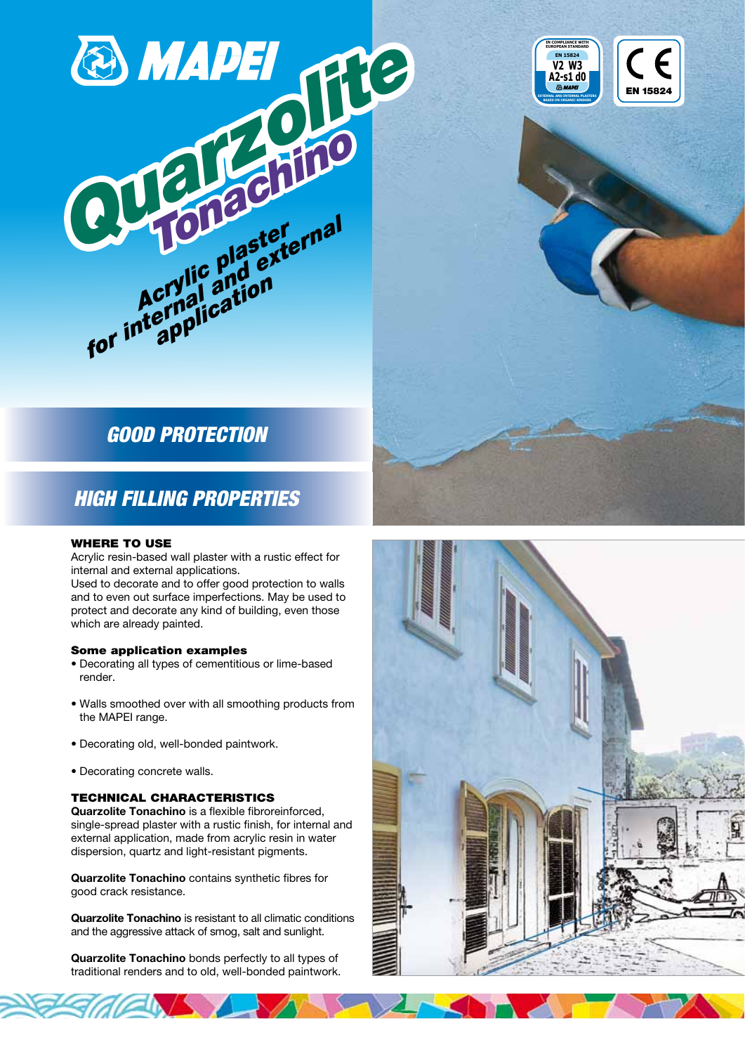# MAPEI

# Quarzolite Tonachino

## Acrylic plaster for internal and external application

IN COMPLIANCE WITH EUROPEAN STANDARD EN 15824 V2 W3 A2-s1 d0 MAPEI EXTERNAL AND INTERNAL PLASTERS BASED ON ORGANIC BINDERS

CE EN 15824

## GOOD PROTECTION

## HIGH FILLING PROPERTIES

### WHERE TO USE

Acrylic resin-based wall plaster with a rustic effect for internal and external applications.
Used to decorate and to offer good protection to walls and to even out surface imperfections. May be used to protect and decorate any kind of building, even those which are already painted.

#### Some application examples

- Decorating all types of cementitious or lime-based render.
- Walls smoothed over with all smoothing products from the MAPEI range.
- Decorating old, well-bonded paintwork.
- Decorating concrete walls.

### TECHNICAL CHARACTERISTICS

**Quarzolite Tonachino** is a flexible fibroreinforced, single-spread plaster with a rustic finish, for internal and external application, made from acrylic resin in water dispersion, quartz and light-resistant pigments.

**Quarzolite Tonachino** contains synthetic fibres for good crack resistance.

**Quarzolite Tonachino** is resistant to all climatic conditions and the aggressive attack of smog, salt and sunlight.

**Quarzolite Tonachino** bonds perfectly to all types of traditional renders and to old, well-bonded paintwork.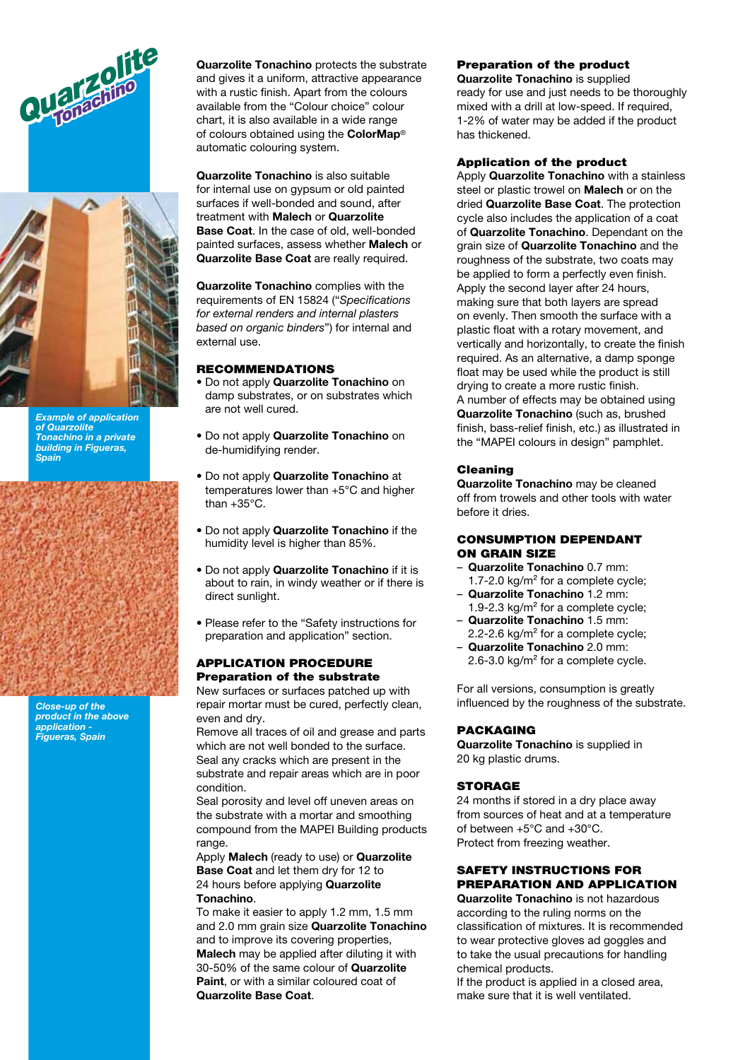**Quarzolite Tonachino**

*Example of application of Quarzolite Tonachino in a private building in Figueras, Spain*

*Close-up of the product in the above application - Figueras, Spain*

**Quarzolite Tonachino** protects the substrate and gives it a uniform, attractive appearance with a rustic finish. Apart from the colours available from the "Colour choice" colour chart, it is also available in a wide range of colours obtained using the **ColorMap**® automatic colouring system.

**Quarzolite Tonachino** is also suitable for internal use on gypsum or old painted surfaces if well-bonded and sound, after treatment with **Malech** or **Quarzolite Base Coat**. In the case of old, well-bonded painted surfaces, assess whether **Malech** or **Quarzolite Base Coat** are really required.

**Quarzolite Tonachino** complies with the requirements of EN 15824 ("*Specifications for external renders and internal plasters based on organic binders*") for internal and external use.

## RECOMMENDATIONS

- Do not apply **Quarzolite Tonachino** on damp substrates, or on substrates which are not well cured.
- Do not apply **Quarzolite Tonachino** on de-humidifying render.
- Do not apply **Quarzolite Tonachino** at temperatures lower than +5°C and higher than +35°C.
- Do not apply **Quarzolite Tonachino** if the humidity level is higher than 85%.
- Do not apply **Quarzolite Tonachino** if it is about to rain, in windy weather or if there is direct sunlight.
- Please refer to the "Safety instructions for preparation and application" section.

## APPLICATION PROCEDURE

### Preparation of the substrate

New surfaces or surfaces patched up with repair mortar must be cured, perfectly clean, even and dry.
Remove all traces of oil and grease and parts which are not well bonded to the surface.
Seal any cracks which are present in the substrate and repair areas which are in poor condition.
Seal porosity and level off uneven areas on the substrate with a mortar and smoothing compound from the MAPEI Building products range.
Apply **Malech** (ready to use) or **Quarzolite Base Coat** and let them dry for 12 to 24 hours before applying **Quarzolite Tonachino**.
To make it easier to apply 1.2 mm, 1.5 mm and 2.0 mm grain size **Quarzolite Tonachino** and to improve its covering properties, **Malech** may be applied after diluting it with 30-50% of the same colour of **Quarzolite Paint**, or with a similar coloured coat of **Quarzolite Base Coat**.

### Preparation of the product

**Quarzolite Tonachino** is supplied ready for use and just needs to be thoroughly mixed with a drill at low-speed. If required, 1-2% of water may be added if the product has thickened.

### Application of the product

Apply **Quarzolite Tonachino** with a stainless steel or plastic trowel on **Malech** or on the dried **Quarzolite Base Coat**. The protection cycle also includes the application of a coat of **Quarzolite Tonachino**. Dependant on the grain size of **Quarzolite Tonachino** and the roughness of the substrate, two coats may be applied to form a perfectly even finish. Apply the second layer after 24 hours, making sure that both layers are spread on evenly. Then smooth the surface with a plastic float with a rotary movement, and vertically and horizontally, to create the finish required. As an alternative, a damp sponge float may be used while the product is still drying to create a more rustic finish.
A number of effects may be obtained using **Quarzolite Tonachino** (such as, brushed finish, bass-relief finish, etc.) as illustrated in the "MAPEI colours in design" pamphlet.

### Cleaning

**Quarzolite Tonachino** may be cleaned off from trowels and other tools with water before it dries.

## CONSUMPTION DEPENDANT ON GRAIN SIZE

- **Quarzolite Tonachino** 0.7 mm: 1.7-2.0 kg/m² for a complete cycle;
- **Quarzolite Tonachino** 1.2 mm: 1.9-2.3 kg/m² for a complete cycle;
- **Quarzolite Tonachino** 1.5 mm: 2.2-2.6 kg/m² for a complete cycle;
- **Quarzolite Tonachino** 2.0 mm: 2.6-3.0 kg/m² for a complete cycle.

For all versions, consumption is greatly influenced by the roughness of the substrate.

## PACKAGING

**Quarzolite Tonachino** is supplied in 20 kg plastic drums.

## STORAGE

24 months if stored in a dry place away from sources of heat and at a temperature of between +5°C and +30°C.
Protect from freezing weather.

## SAFETY INSTRUCTIONS FOR PREPARATION AND APPLICATION

**Quarzolite Tonachino** is not hazardous according to the ruling norms on the classification of mixtures. It is recommended to wear protective gloves ad goggles and to take the usual precautions for handling chemical products.
If the product is applied in a closed area, make sure that it is well ventilated.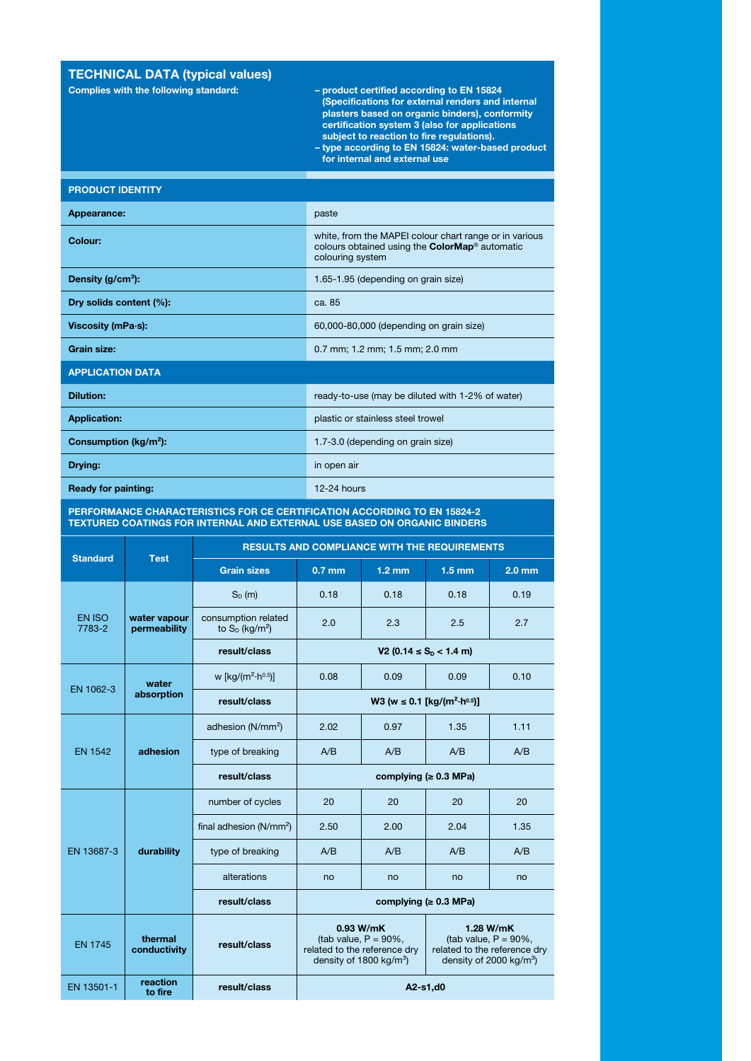## TECHNICAL DATA (typical values)

| Complies with the following standard: | – product certified according to EN 15824 (Specifications for external renders and internal plasters based on organic binders), conformity certification system 3 (also for applications subject to reaction to fire regulations).<br>– type according to EN 15824: water-based product for internal and external use |
|---|---|

| PRODUCT IDENTITY | |
|---|---|
| **Appearance:** | paste |
| **Colour:** | white, from the MAPEI colour chart range or in various colours obtained using the **ColorMap**® automatic colouring system |
| **Density (g/cm³):** | 1.65-1.95 (depending on grain size) |
| **Dry solids content (%):** | ca. 85 |
| **Viscosity (mPa·s):** | 60,000-80,000 (depending on grain size) |
| **Grain size:** | 0.7 mm; 1.2 mm; 1.5 mm; 2.0 mm |

| APPLICATION DATA | |
|---|---|
| **Dilution:** | ready-to-use (may be diluted with 1-2% of water) |
| **Application:** | plastic or stainless steel trowel |
| **Consumption (kg/m²):** | 1.7-3.0 (depending on grain size) |
| **Drying:** | in open air |
| **Ready for painting:** | 12-24 hours |

**PERFORMANCE CHARACTERISTICS FOR CE CERTIFICATION ACCORDING TO EN 15824-2 TEXTURED COATINGS FOR INTERNAL AND EXTERNAL USE BASED ON ORGANIC BINDERS**

| Standard | Test | RESULTS AND COMPLIANCE WITH THE REQUIREMENTS | | | | |
|---|---|---|---|---|---|---|
| | | **Grain sizes** | **0.7 mm** | **1.2 mm** | **1.5 mm** | **2.0 mm** |
| EN ISO 7783-2 | **water vapour permeability** | $S_D$ (m) | 0.18 | 0.18 | 0.18 | 0.19 |
| | | consumption related to $S_D$ (kg/m²) | 2.0 | 2.3 | 2.5 | 2.7 |
| | | **result/class** | **V2 ($0.14 \leq S_D < 1.4$ m)** | | | |
| EN 1062-3 | **water absorption** | w [kg/(m²·h$^{0.5}$)] | 0.08 | 0.09 | 0.09 | 0.10 |
| | | **result/class** | **W3 (w ≤ 0.1 [kg/(m²·h$^{0.5}$)]** | | | |
| EN 1542 | **adhesion** | adhesion (N/mm²) | 2.02 | 0.97 | 1.35 | 1.11 |
| | | type of breaking | A/B | A/B | A/B | A/B |
| | | **result/class** | **complying (≥ 0.3 MPa)** | | | |
| EN 13687-3 | **durability** | number of cycles | 20 | 20 | 20 | 20 |
| | | final adhesion (N/mm²) | 2.50 | 2.00 | 2.04 | 1.35 |
| | | type of breaking | A/B | A/B | A/B | A/B |
| | | alterations | no | no | no | no |
| | | **result/class** | **complying (≥ 0.3 MPa)** | | | |
| EN 1745 | **thermal conductivity** | **result/class** | **0.93 W/mK** (tab value, P = 90%, related to the reference dry density of 1800 kg/m³) | | **1.28 W/mK** (tab value, P = 90%, related to the reference dry density of 2000 kg/m³) | |
| EN 13501-1 | **reaction to fire** | **result/class** | **A2-s1,d0** | | | |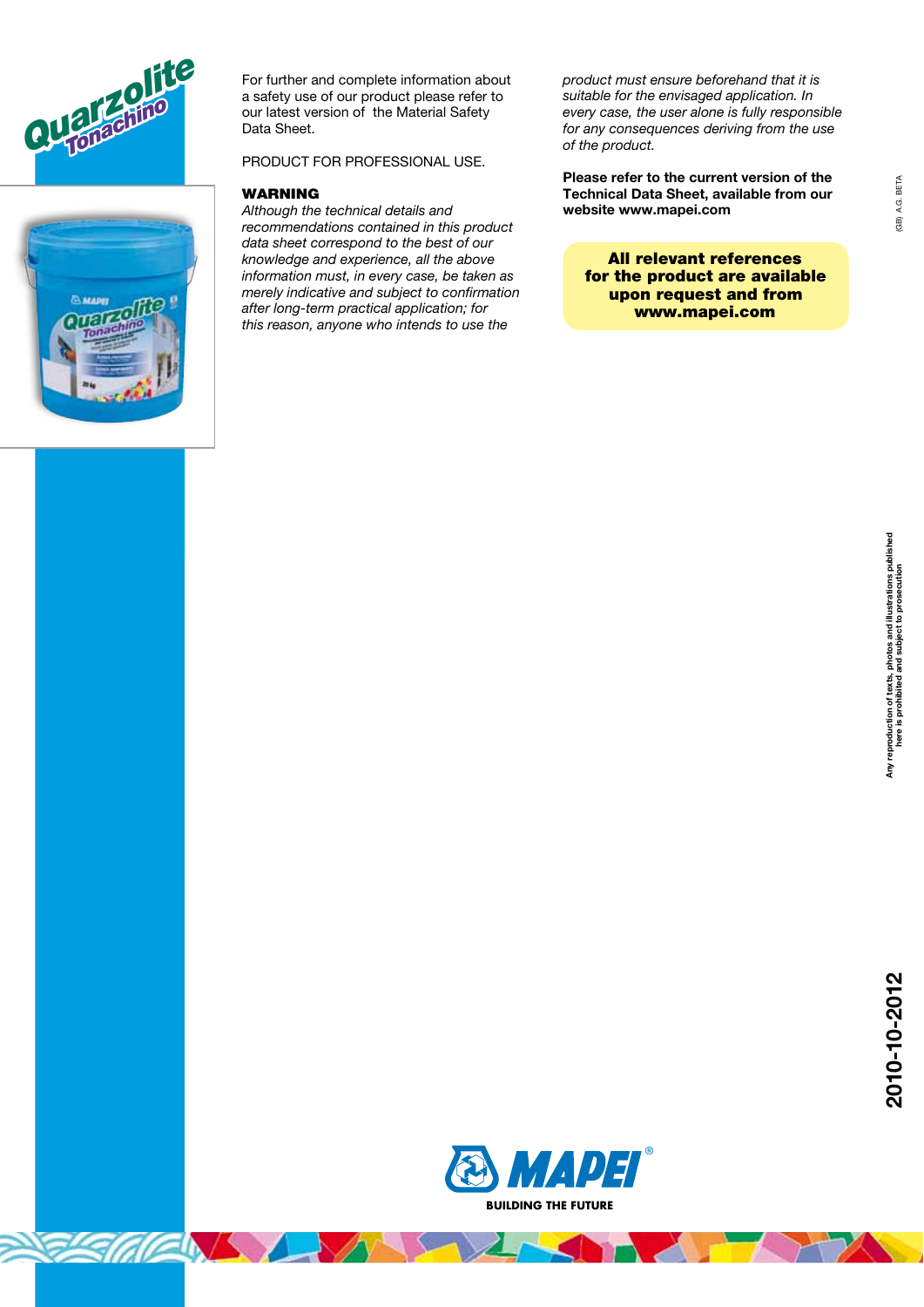For further and complete information about a safety use of our product please refer to our latest version of the Material Safety Data Sheet.

PRODUCT FOR PROFESSIONAL USE.

**WARNING**

*Although the technical details and recommendations contained in this product data sheet correspond to the best of our knowledge and experience, all the above information must, in every case, be taken as merely indicative and subject to confirmation after long-term practical application; for this reason, anyone who intends to use the product must ensure beforehand that it is suitable for the envisaged application. In every case, the user alone is fully responsible for any consequences deriving from the use of the product.*

**Please refer to the current version of the Technical Data Sheet, available from our website www.mapei.com**

**All relevant references for the product are available upon request and from www.mapei.com**

(GB) A.G. BETA

Any reproduction of texts, photos and illustrations published here is prohibited and subject to prosecution

2010-10-2012

MAPEI®
BUILDING THE FUTURE